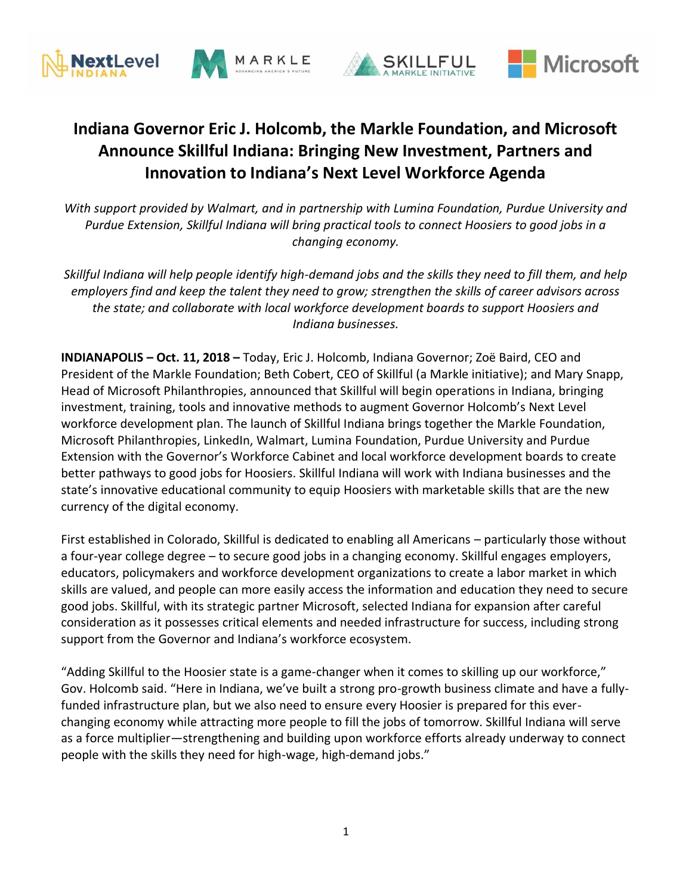# Indiana Governor Eric J. Holcomb, the Markle Foundation, and Microsoft Announce Skillful Indiana: Bringing New Investment, Partners and Innovation to Indiana's Next Level Workforce Agenda

*With support provided by Walmart, and in partnership with Lumina Foundation, Purdue University and Purdue Extension, Skillful Indiana will bring practical tools to connect Hoosiers to good jobs in a changing economy.*

*Skillful Indiana will help people identify high-demand jobs and the skills they need to fill them, and help employers find and keep the talent they need to grow; strengthen the skills of career advisors across the state; and collaborate with local workforce development boards to support Hoosiers and Indiana businesses.*

**INDIANAPOLIS – Oct. 11, 2018 –** Today, Eric J. Holcomb, Indiana Governor; Zoë Baird, CEO and President of the Markle Foundation; Beth Cobert, CEO of Skillful (a Markle initiative); and Mary Snapp, Head of Microsoft Philanthropies, announced that Skillful will begin operations in Indiana, bringing investment, training, tools and innovative methods to augment Governor Holcomb's Next Level workforce development plan. The launch of Skillful Indiana brings together the Markle Foundation, Microsoft Philanthropies, LinkedIn, Walmart, Lumina Foundation, Purdue University and Purdue Extension with the Governor's Workforce Cabinet and local workforce development boards to create better pathways to good jobs for Hoosiers. Skillful Indiana will work with Indiana businesses and the state's innovative educational community to equip Hoosiers with marketable skills that are the new currency of the digital economy.

First established in Colorado, Skillful is dedicated to enabling all Americans – particularly those without a four-year college degree – to secure good jobs in a changing economy. Skillful engages employers, educators, policymakers and workforce development organizations to create a labor market in which skills are valued, and people can more easily access the information and education they need to secure good jobs. Skillful, with its strategic partner Microsoft, selected Indiana for expansion after careful consideration as it possesses critical elements and needed infrastructure for success, including strong support from the Governor and Indiana's workforce ecosystem.

"Adding Skillful to the Hoosier state is a game-changer when it comes to skilling up our workforce," Gov. Holcomb said. "Here in Indiana, we've built a strong pro-growth business climate and have a fully-funded infrastructure plan, but we also need to ensure every Hoosier is prepared for this ever-changing economy while attracting more people to fill the jobs of tomorrow. Skillful Indiana will serve as a force multiplier—strengthening and building upon workforce efforts already underway to connect people with the skills they need for high-wage, high-demand jobs."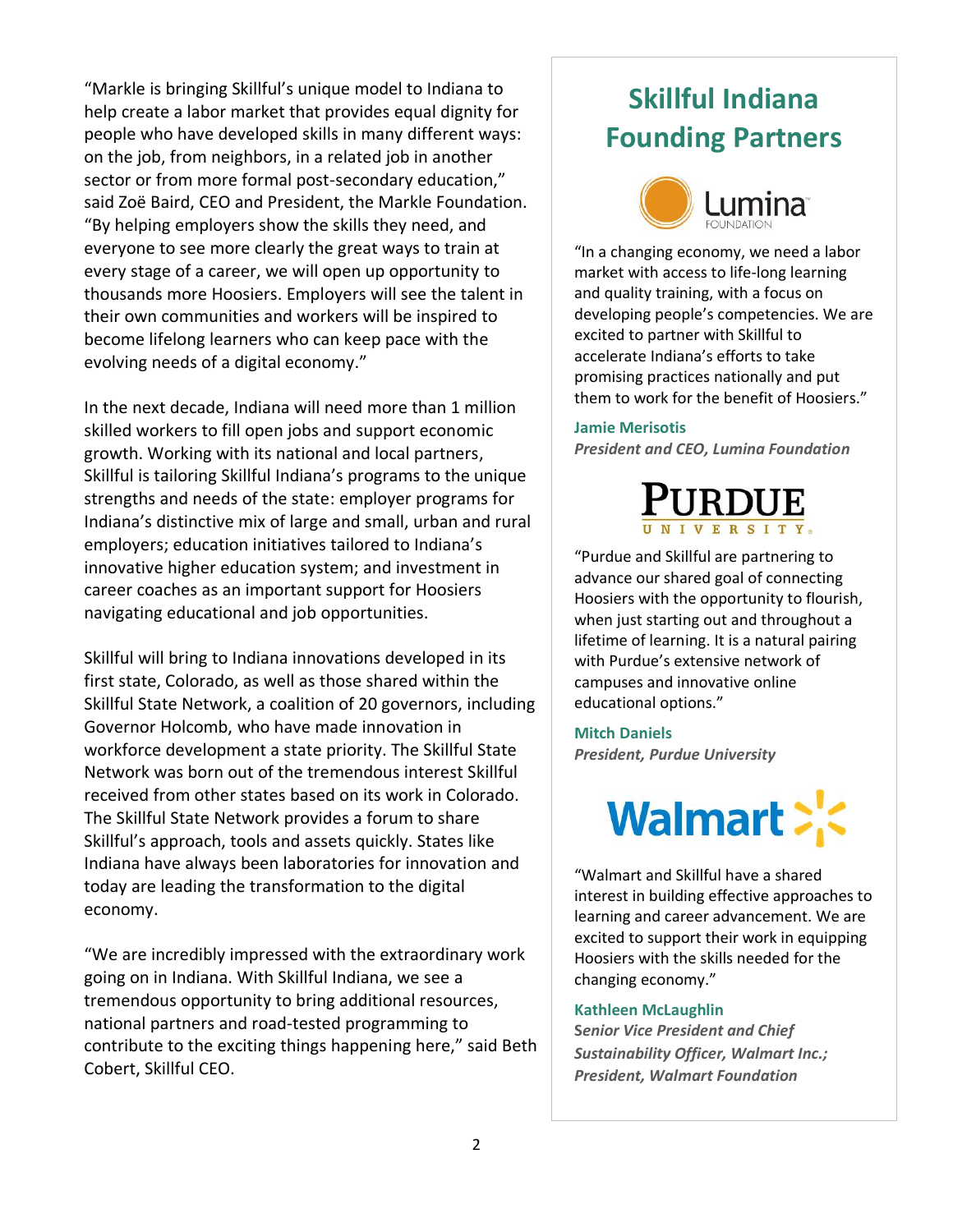"Markle is bringing Skillful's unique model to Indiana to help create a labor market that provides equal dignity for people who have developed skills in many different ways: on the job, from neighbors, in a related job in another sector or from more formal post-secondary education," said Zoë Baird, CEO and President, the Markle Foundation. "By helping employers show the skills they need, and everyone to see more clearly the great ways to train at every stage of a career, we will open up opportunity to thousands more Hoosiers. Employers will see the talent in their own communities and workers will be inspired to become lifelong learners who can keep pace with the evolving needs of a digital economy."

In the next decade, Indiana will need more than 1 million skilled workers to fill open jobs and support economic growth. Working with its national and local partners, Skillful is tailoring Skillful Indiana's programs to the unique strengths and needs of the state: employer programs for Indiana's distinctive mix of large and small, urban and rural employers; education initiatives tailored to Indiana's innovative higher education system; and investment in career coaches as an important support for Hoosiers navigating educational and job opportunities.

Skillful will bring to Indiana innovations developed in its first state, Colorado, as well as those shared within the Skillful State Network, a coalition of 20 governors, including Governor Holcomb, who have made innovation in workforce development a state priority. The Skillful State Network was born out of the tremendous interest Skillful received from other states based on its work in Colorado. The Skillful State Network provides a forum to share Skillful's approach, tools and assets quickly. States like Indiana have always been laboratories for innovation and today are leading the transformation to the digital economy.

"We are incredibly impressed with the extraordinary work going on in Indiana. With Skillful Indiana, we see a tremendous opportunity to bring additional resources, national partners and road-tested programming to contribute to the exciting things happening here," said Beth Cobert, Skillful CEO.

## Skillful Indiana Founding Partners

Lumina FOUNDATION

"In a changing economy, we need a labor market with access to life-long learning and quality training, with a focus on developing people's competencies. We are excited to partner with Skillful to accelerate Indiana's efforts to take promising practices nationally and put them to work for the benefit of Hoosiers."

**Jamie Merisotis**
***President and CEO, Lumina Foundation***

PURDUE UNIVERSITY

"Purdue and Skillful are partnering to advance our shared goal of connecting Hoosiers with the opportunity to flourish, when just starting out and throughout a lifetime of learning. It is a natural pairing with Purdue's extensive network of campuses and innovative online educational options."

**Mitch Daniels**
***President, Purdue University***

Walmart

"Walmart and Skillful have a shared interest in building effective approaches to learning and career advancement. We are excited to support their work in equipping Hoosiers with the skills needed for the changing economy."

**Kathleen McLaughlin**
***Senior Vice President and Chief Sustainability Officer, Walmart Inc.; President, Walmart Foundation***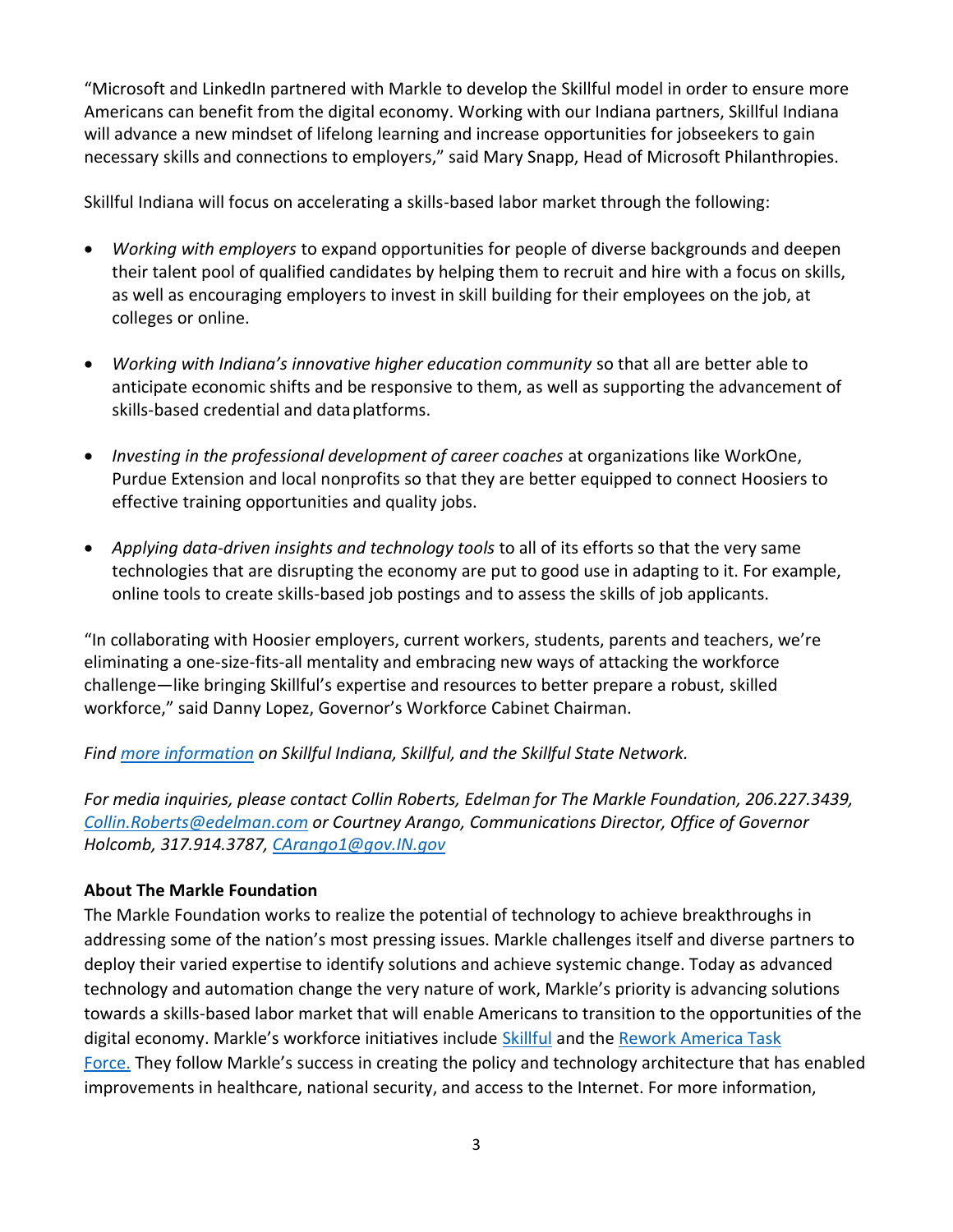"Microsoft and LinkedIn partnered with Markle to develop the Skillful model in order to ensure more Americans can benefit from the digital economy. Working with our Indiana partners, Skillful Indiana will advance a new mindset of lifelong learning and increase opportunities for jobseekers to gain necessary skills and connections to employers," said Mary Snapp, Head of Microsoft Philanthropies.

Skillful Indiana will focus on accelerating a skills-based labor market through the following:

- *Working with employers* to expand opportunities for people of diverse backgrounds and deepen their talent pool of qualified candidates by helping them to recruit and hire with a focus on skills, as well as encouraging employers to invest in skill building for their employees on the job, at colleges or online.

- *Working with Indiana's innovative higher education community* so that all are better able to anticipate economic shifts and be responsive to them, as well as supporting the advancement of skills-based credential and data platforms.

- *Investing in the professional development of career coaches* at organizations like WorkOne, Purdue Extension and local nonprofits so that they are better equipped to connect Hoosiers to effective training opportunities and quality jobs.

- *Applying data-driven insights and technology tools* to all of its efforts so that the very same technologies that are disrupting the economy are put to good use in adapting to it. For example, online tools to create skills-based job postings and to assess the skills of job applicants.

"In collaborating with Hoosier employers, current workers, students, parents and teachers, we're eliminating a one-size-fits-all mentality and embracing new ways of attacking the workforce challenge—like bringing Skillful's expertise and resources to better prepare a robust, skilled workforce," said Danny Lopez, Governor's Workforce Cabinet Chairman.

*Find more information on Skillful Indiana, Skillful, and the Skillful State Network.*

*For media inquiries, please contact Collin Roberts, Edelman for The Markle Foundation, 206.227.3439, Collin.Roberts@edelman.com or Courtney Arango, Communications Director, Office of Governor Holcomb, 317.914.3787, CArango1@gov.IN.gov*

**About The Markle Foundation**

The Markle Foundation works to realize the potential of technology to achieve breakthroughs in addressing some of the nation's most pressing issues. Markle challenges itself and diverse partners to deploy their varied expertise to identify solutions and achieve systemic change. Today as advanced technology and automation change the very nature of work, Markle's priority is advancing solutions towards a skills-based labor market that will enable Americans to transition to the opportunities of the digital economy. Markle's workforce initiatives include Skillful and the Rework America Task Force. They follow Markle's success in creating the policy and technology architecture that has enabled improvements in healthcare, national security, and access to the Internet. For more information,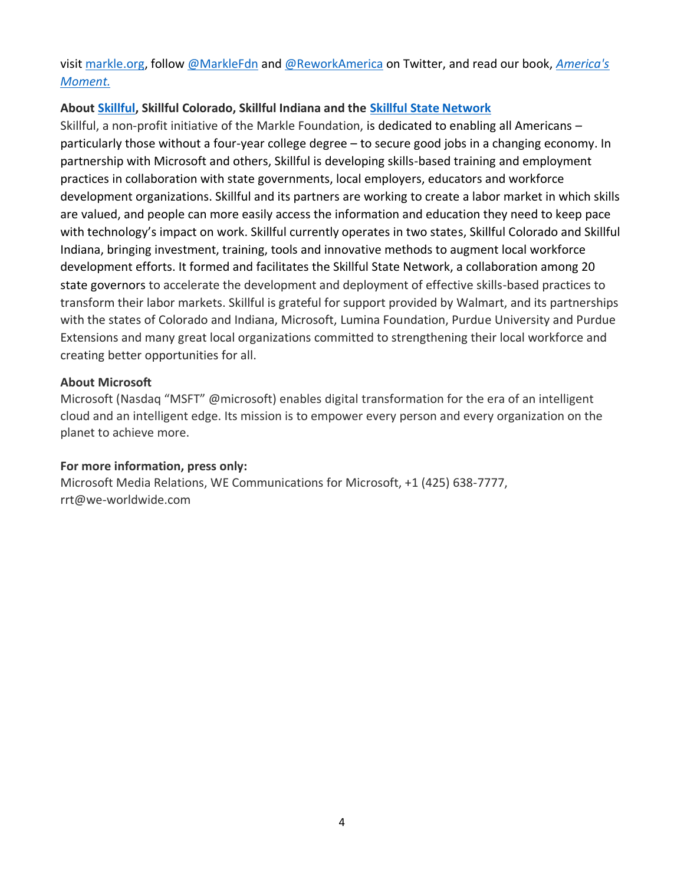visit markle.org, follow @MarkleFdn and @ReworkAmerica on Twitter, and read our book, *America's Moment.*

**About Skillful, Skillful Colorado, Skillful Indiana and the Skillful State Network**

Skillful, a non-profit initiative of the Markle Foundation, is dedicated to enabling all Americans – particularly those without a four-year college degree – to secure good jobs in a changing economy. In partnership with Microsoft and others, Skillful is developing skills-based training and employment practices in collaboration with state governments, local employers, educators and workforce development organizations. Skillful and its partners are working to create a labor market in which skills are valued, and people can more easily access the information and education they need to keep pace with technology's impact on work. Skillful currently operates in two states, Skillful Colorado and Skillful Indiana, bringing investment, training, tools and innovative methods to augment local workforce development efforts. It formed and facilitates the Skillful State Network, a collaboration among 20 state governors to accelerate the development and deployment of effective skills-based practices to transform their labor markets. Skillful is grateful for support provided by Walmart, and its partnerships with the states of Colorado and Indiana, Microsoft, Lumina Foundation, Purdue University and Purdue Extensions and many great local organizations committed to strengthening their local workforce and creating better opportunities for all.

**About Microsoft**

Microsoft (Nasdaq "MSFT" @microsoft) enables digital transformation for the era of an intelligent cloud and an intelligent edge. Its mission is to empower every person and every organization on the planet to achieve more.

**For more information, press only:**

Microsoft Media Relations, WE Communications for Microsoft, +1 (425) 638-7777, rrt@we-worldwide.com